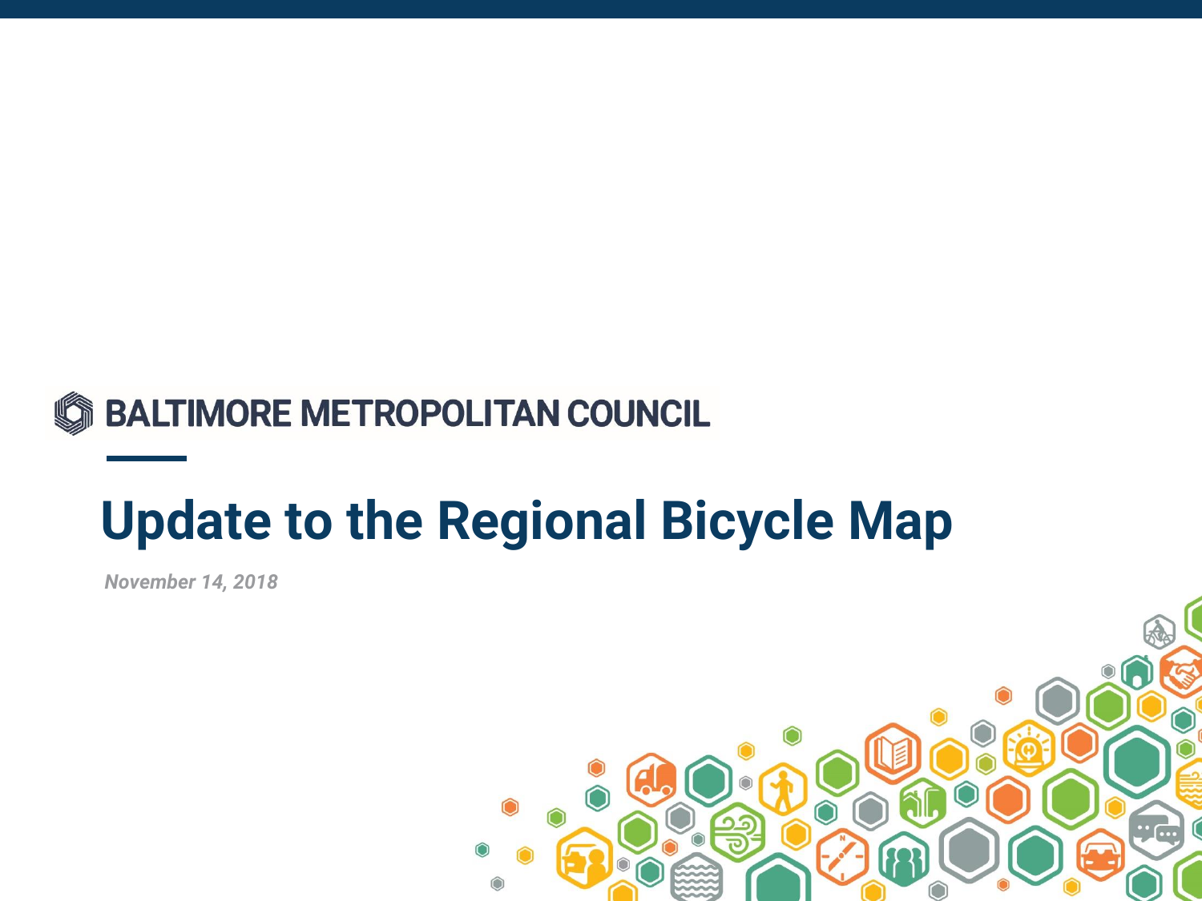BALTIMORE METROPOLITAN COUNCIL

# Update to the Regional Bicycle Map

*November 14, 2018*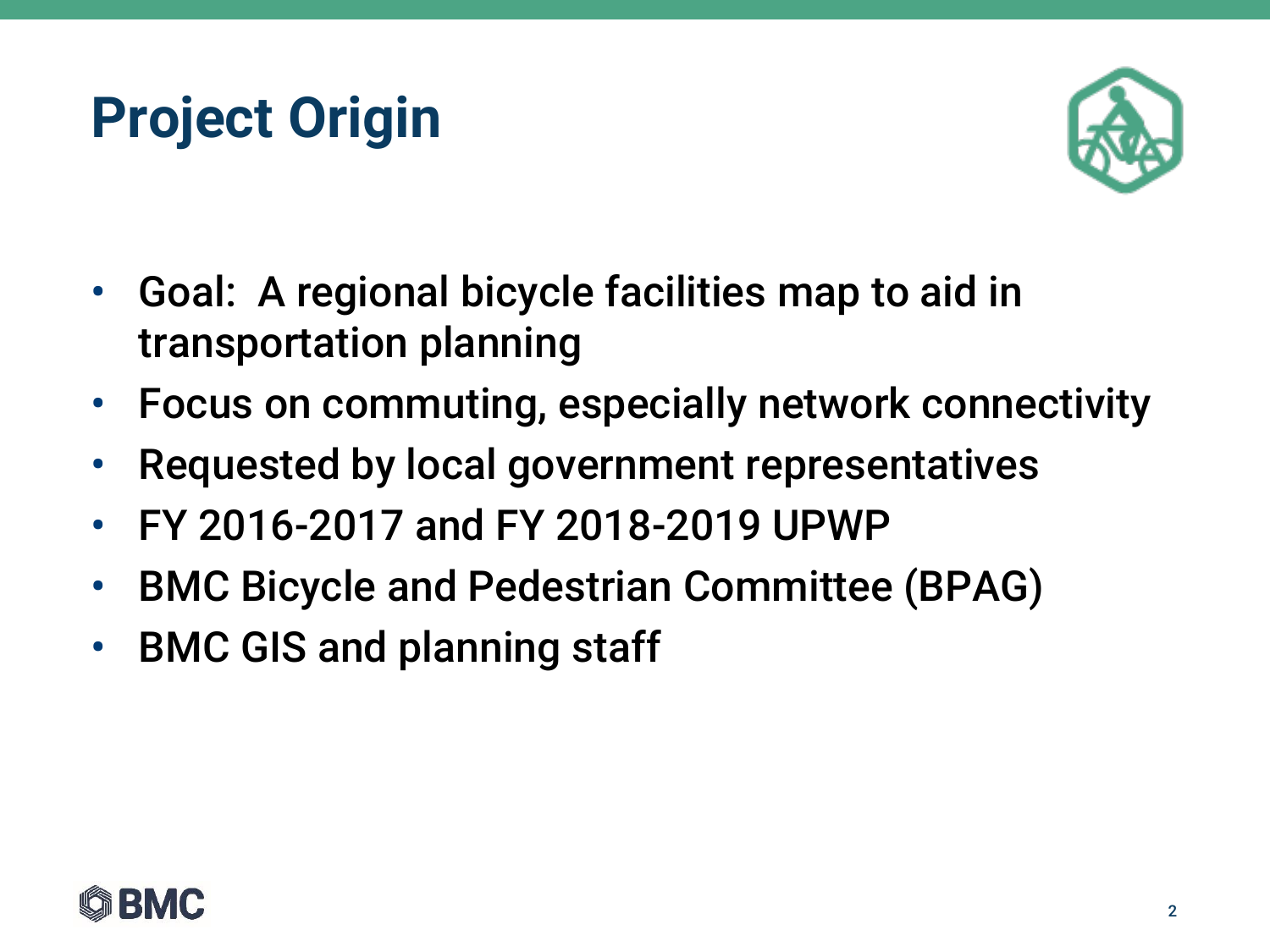# Project Origin

- Goal: A regional bicycle facilities map to aid in transportation planning
- Focus on commuting, especially network connectivity
- Requested by local government representatives
- FY 2016-2017 and FY 2018-2019 UPWP
- BMC Bicycle and Pedestrian Committee (BPAG)
- BMC GIS and planning staff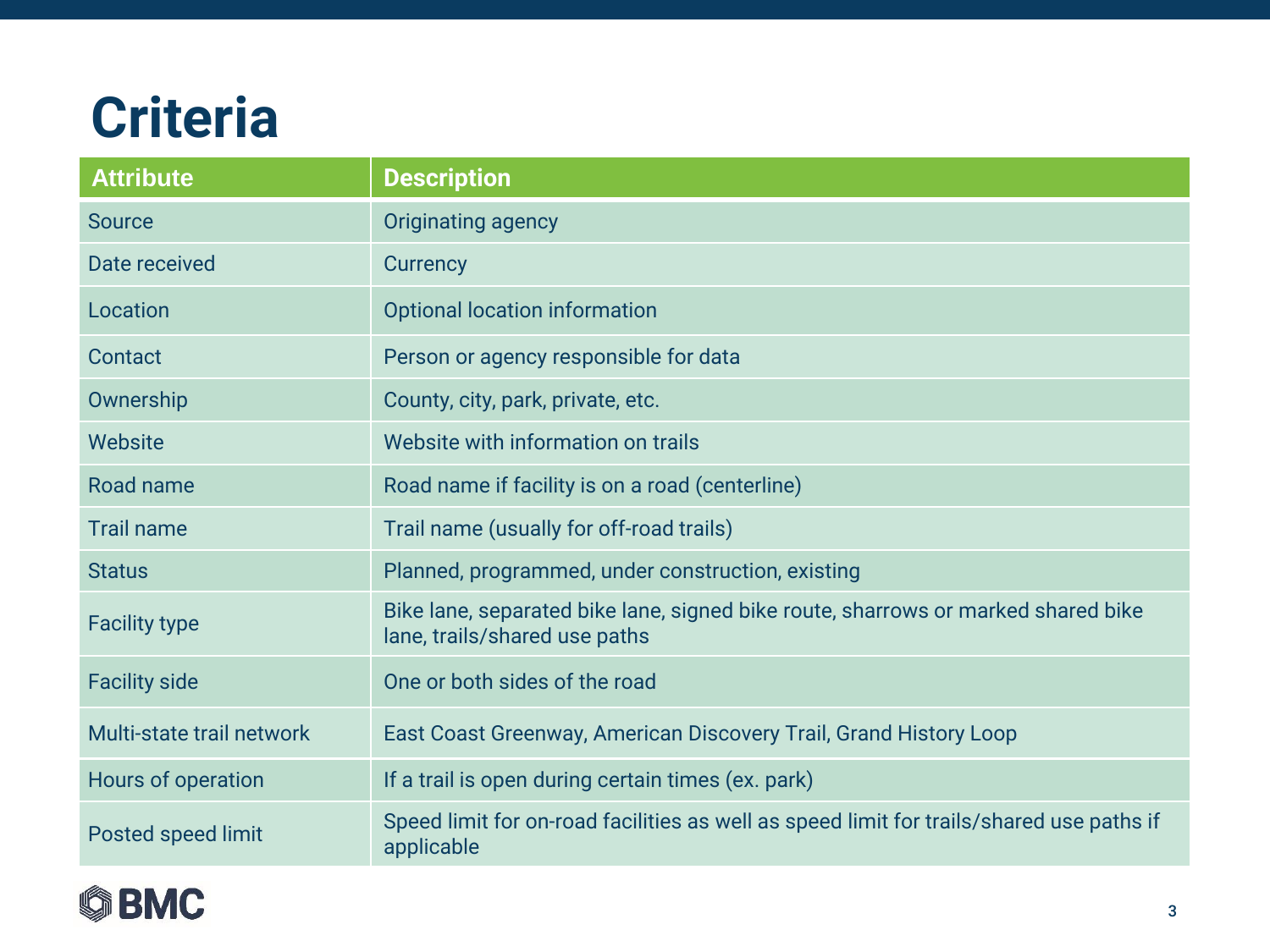# Criteria

| Attribute | Description |
|---|---|
| Source | Originating agency |
| Date received | Currency |
| Location | Optional location information |
| Contact | Person or agency responsible for data |
| Ownership | County, city, park, private, etc. |
| Website | Website with information on trails |
| Road name | Road name if facility is on a road (centerline) |
| Trail name | Trail name (usually for off-road trails) |
| Status | Planned, programmed, under construction, existing |
| Facility type | Bike lane, separated bike lane, signed bike route, sharrows or marked shared bike lane, trails/shared use paths |
| Facility side | One or both sides of the road |
| Multi-state trail network | East Coast Greenway, American Discovery Trail, Grand History Loop |
| Hours of operation | If a trail is open during certain times (ex. park) |
| Posted speed limit | Speed limit for on-road facilities as well as speed limit for trails/shared use paths if applicable |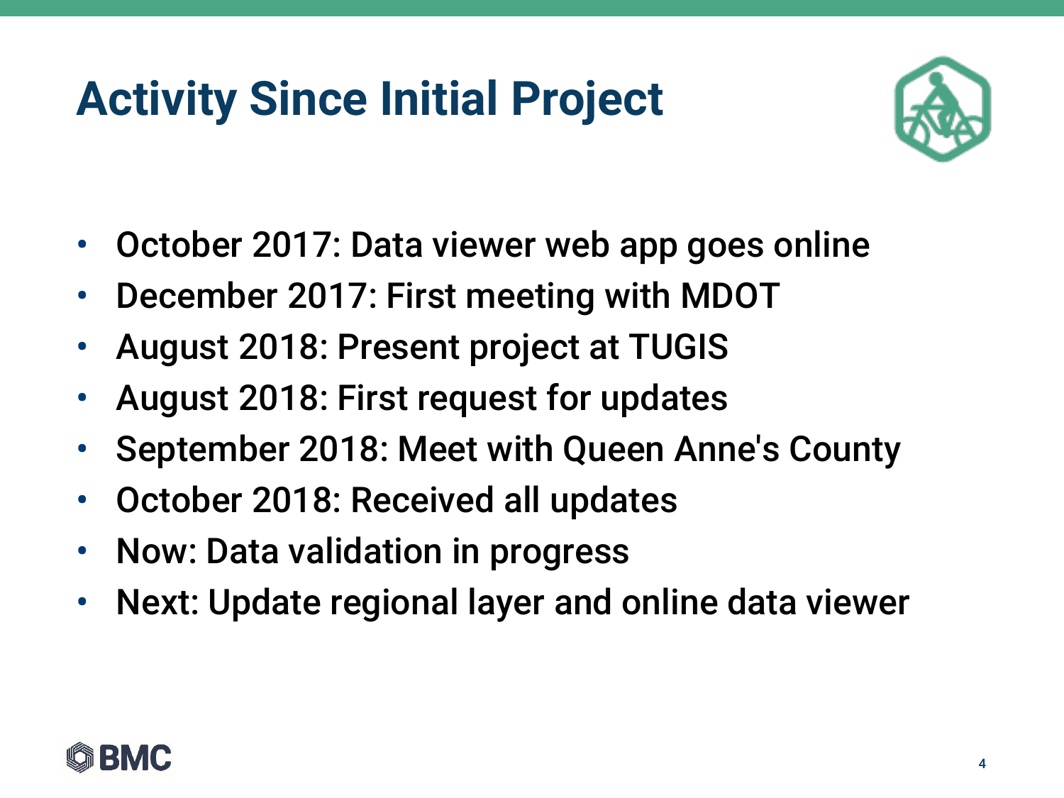# Activity Since Initial Project

- October 2017: Data viewer web app goes online
- December 2017: First meeting with MDOT
- August 2018: Present project at TUGIS
- August 2018: First request for updates
- September 2018: Meet with Queen Anne's County
- October 2018: Received all updates
- Now: Data validation in progress
- Next: Update regional layer and online data viewer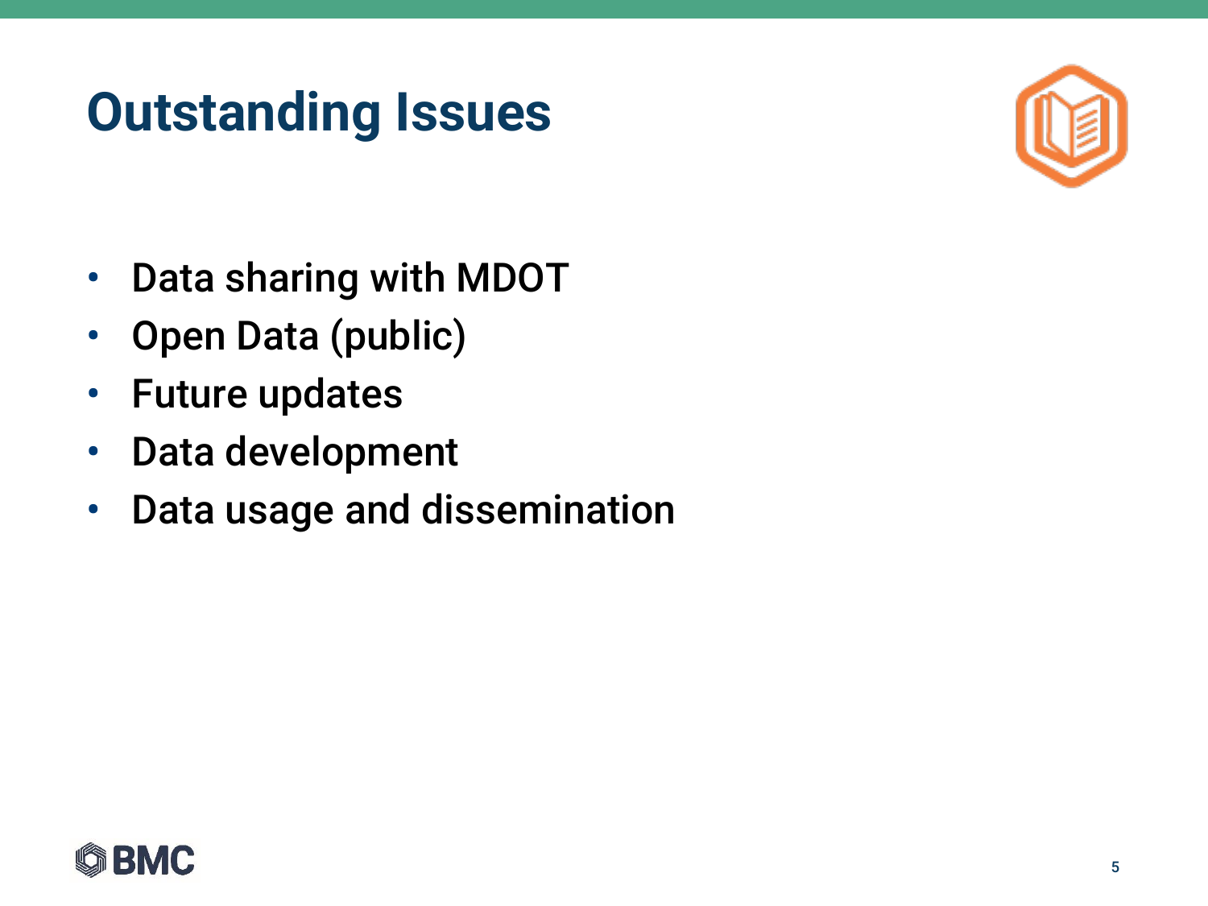# Outstanding Issues

- Data sharing with MDOT
- Open Data (public)
- Future updates
- Data development
- Data usage and dissemination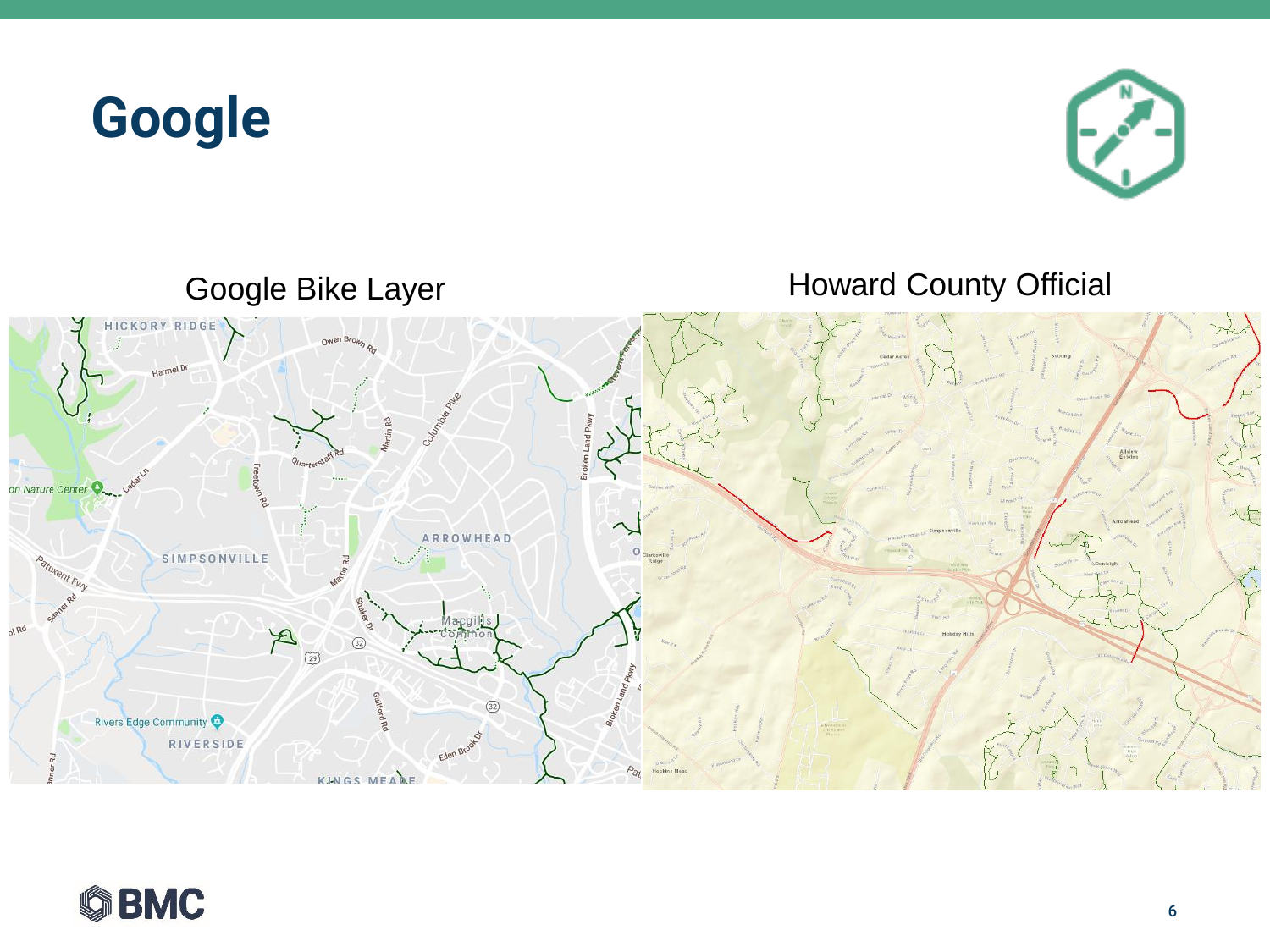# Google

Google Bike Layer

Howard County Official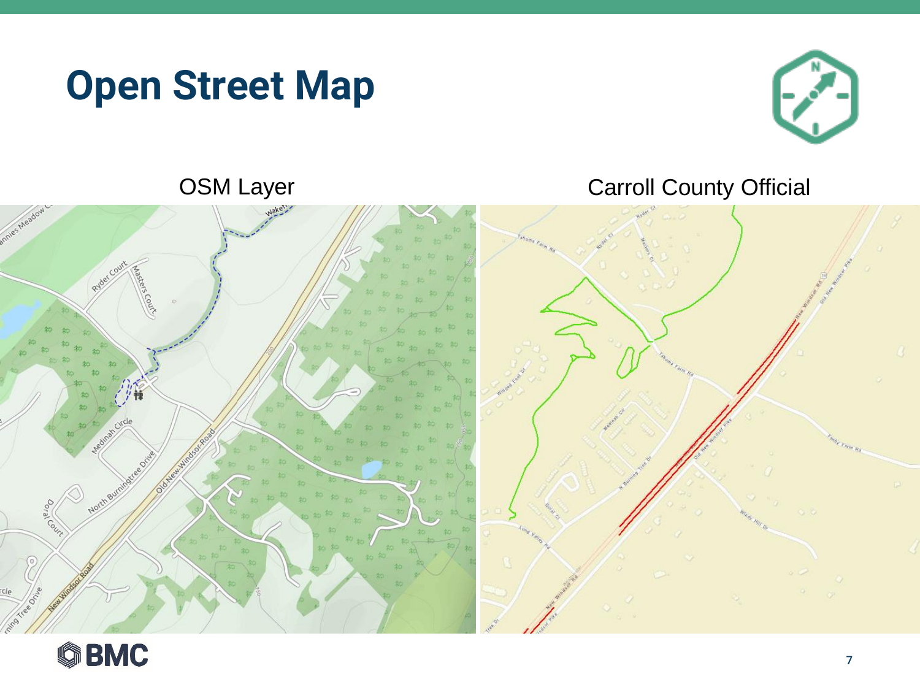# Open Street Map

OSM Layer

Carroll County Official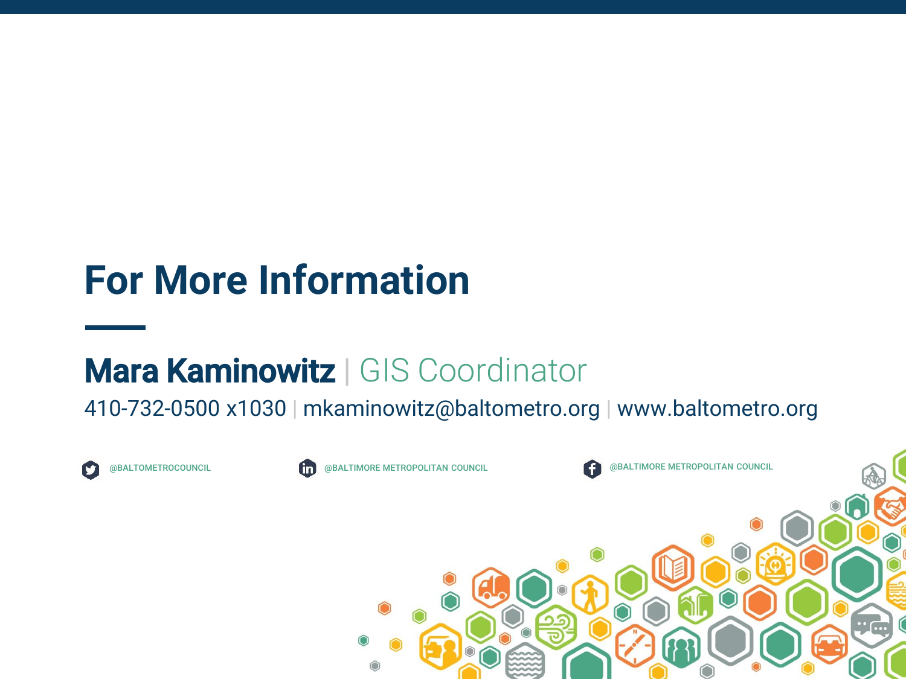# For More Information

**Mara Kaminowitz** | GIS Coordinator

410-732-0500 x1030 | mkaminowitz@baltometro.org | www.baltometro.org

@BALTOMETROCOUNCIL

@BALTIMORE METROPOLITAN COUNCIL

@BALTIMORE METROPOLITAN COUNCIL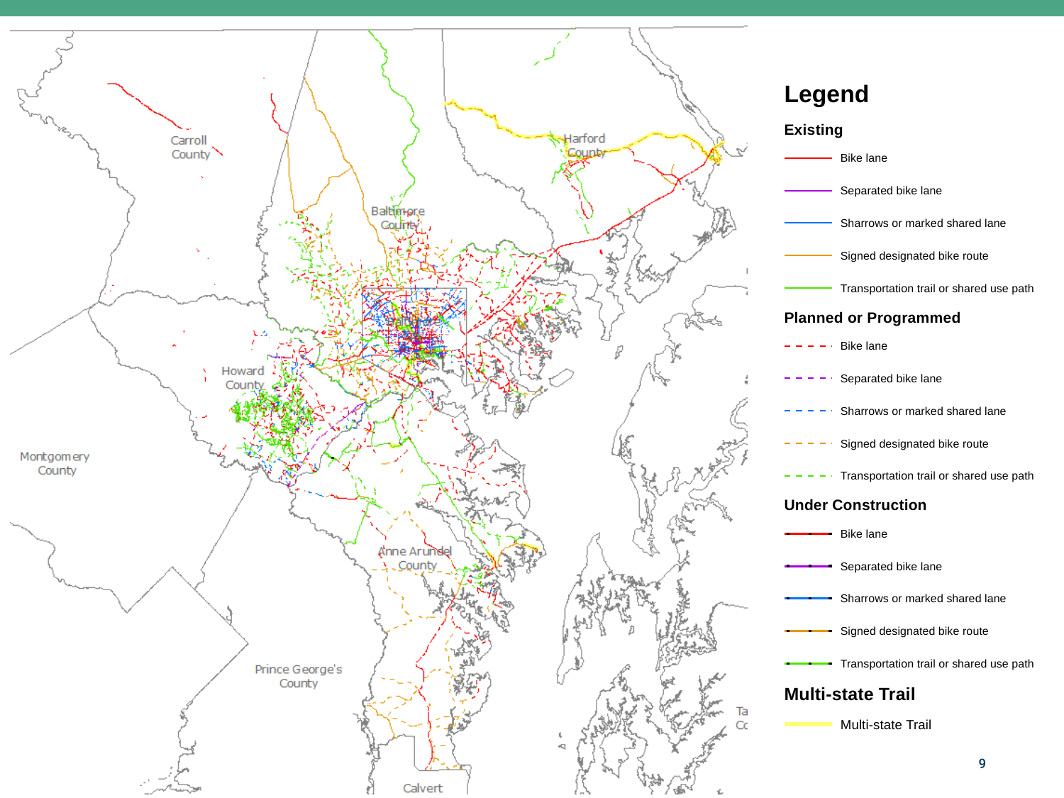Carroll County

Harford County

Baltimore County

Baltimore

Howard County

Montgomery County

Anne Arundel County

Prince George's County

Calvert

Ta
Co

# Legend

## Existing

- Bike lane
- Separated bike lane
- Sharrows or marked shared lane
- Signed designated bike route
- Transportation trail or shared use path

## Planned or Programmed

- Bike lane
- Separated bike lane
- Sharrows or marked shared lane
- Signed designated bike route
- Transportation trail or shared use path

## Under Construction

- Bike lane
- Separated bike lane
- Sharrows or marked shared lane
- Signed designated bike route
- Transportation trail or shared use path

## Multi-state Trail

- Multi-state Trail